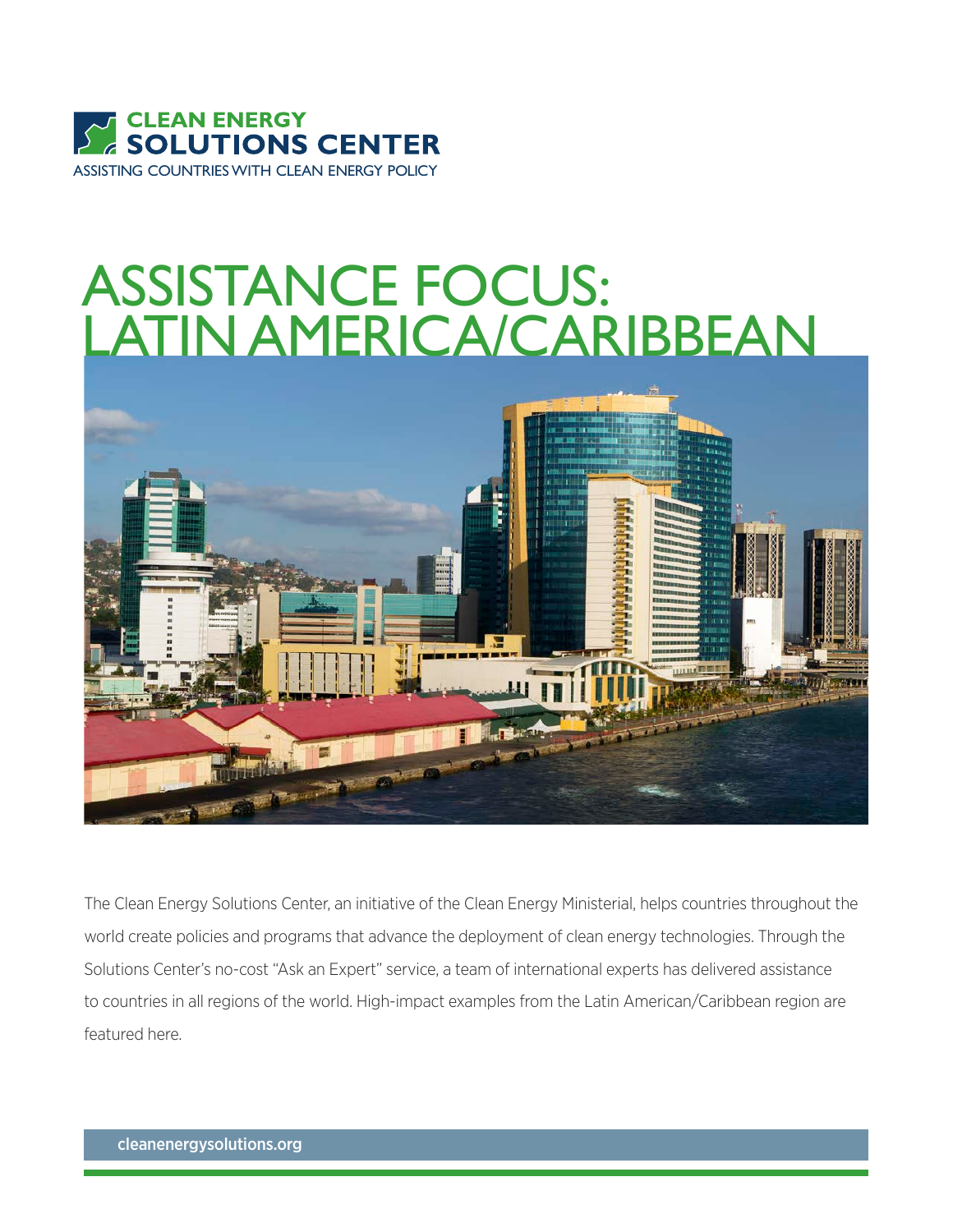CLEAN ENERGY SOLUTIONS CENTER

ASSISTING COUNTRIES WITH CLEAN ENERGY POLICY

# ASSISTANCE FOCUS: LATIN AMERICA/CARIBBEAN

The Clean Energy Solutions Center, an initiative of the Clean Energy Ministerial, helps countries throughout the world create policies and programs that advance the deployment of clean energy technologies. Through the Solutions Center's no-cost "Ask an Expert" service, a team of international experts has delivered assistance to countries in all regions of the world. High-impact examples from the Latin American/Caribbean region are featured here.

cleanenergysolutions.org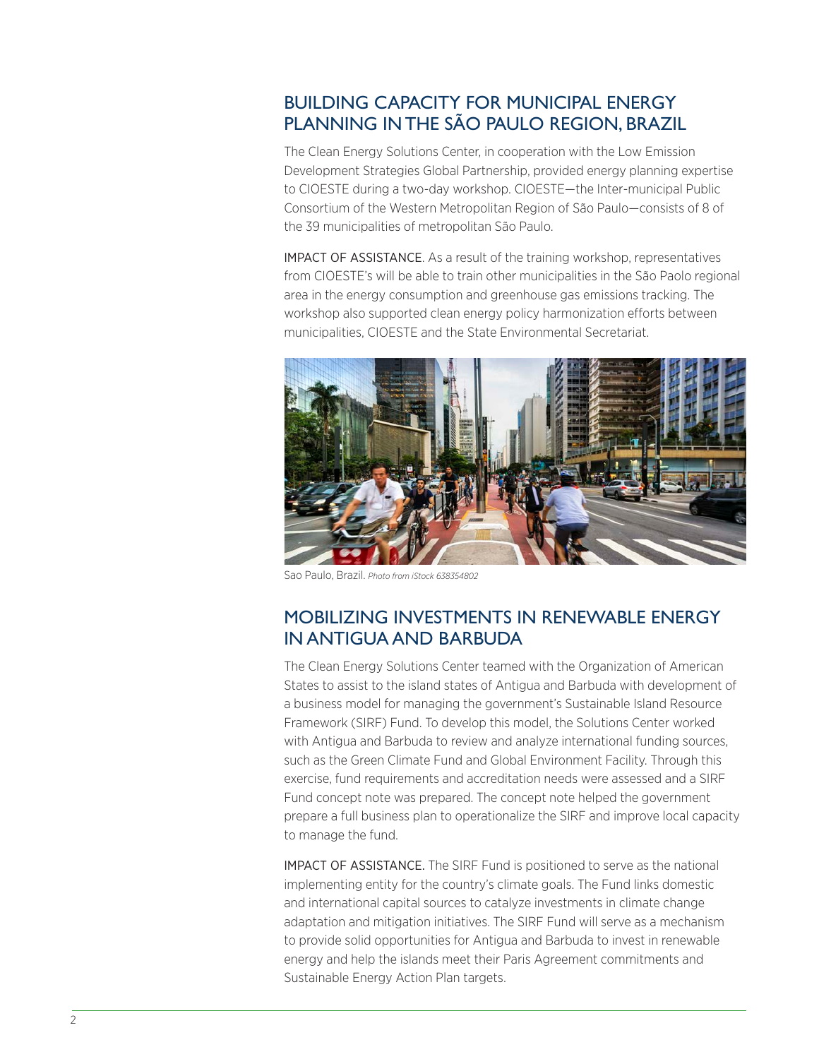## BUILDING CAPACITY FOR MUNICIPAL ENERGY PLANNING IN THE SÃO PAULO REGION, BRAZIL

The Clean Energy Solutions Center, in cooperation with the Low Emission Development Strategies Global Partnership, provided energy planning expertise to CIOESTE during a two-day workshop. CIOESTE—the Inter-municipal Public Consortium of the Western Metropolitan Region of São Paulo—consists of 8 of the 39 municipalities of metropolitan São Paulo.

IMPACT OF ASSISTANCE. As a result of the training workshop, representatives from CIOESTE's will be able to train other municipalities in the São Paolo regional area in the energy consumption and greenhouse gas emissions tracking. The workshop also supported clean energy policy harmonization efforts between municipalities, CIOESTE and the State Environmental Secretariat.

Sao Paulo, Brazil. *Photo from iStock 638354802*

## MOBILIZING INVESTMENTS IN RENEWABLE ENERGY IN ANTIGUA AND BARBUDA

The Clean Energy Solutions Center teamed with the Organization of American States to assist to the island states of Antigua and Barbuda with development of a business model for managing the government's Sustainable Island Resource Framework (SIRF) Fund. To develop this model, the Solutions Center worked with Antigua and Barbuda to review and analyze international funding sources, such as the Green Climate Fund and Global Environment Facility. Through this exercise, fund requirements and accreditation needs were assessed and a SIRF Fund concept note was prepared. The concept note helped the government prepare a full business plan to operationalize the SIRF and improve local capacity to manage the fund.

IMPACT OF ASSISTANCE. The SIRF Fund is positioned to serve as the national implementing entity for the country's climate goals. The Fund links domestic and international capital sources to catalyze investments in climate change adaptation and mitigation initiatives. The SIRF Fund will serve as a mechanism to provide solid opportunities for Antigua and Barbuda to invest in renewable energy and help the islands meet their Paris Agreement commitments and Sustainable Energy Action Plan targets.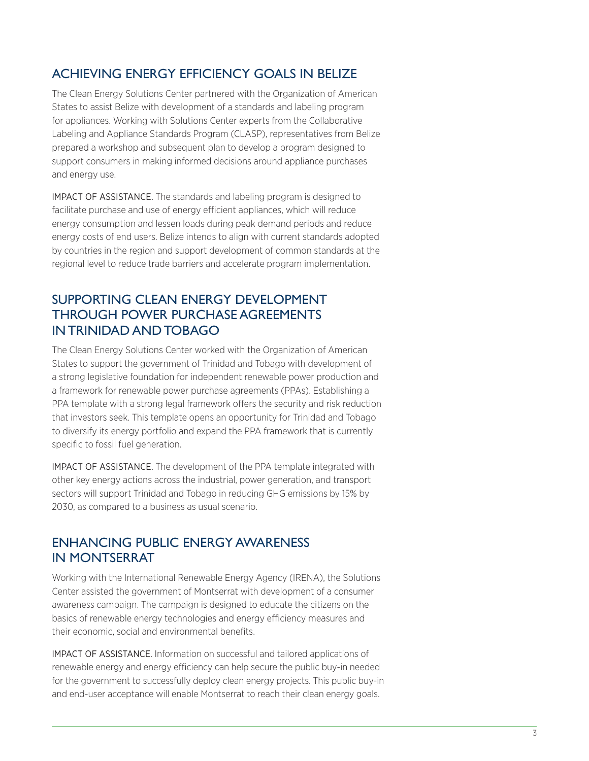## ACHIEVING ENERGY EFFICIENCY GOALS IN BELIZE

The Clean Energy Solutions Center partnered with the Organization of American States to assist Belize with development of a standards and labeling program for appliances. Working with Solutions Center experts from the Collaborative Labeling and Appliance Standards Program (CLASP), representatives from Belize prepared a workshop and subsequent plan to develop a program designed to support consumers in making informed decisions around appliance purchases and energy use.

IMPACT OF ASSISTANCE. The standards and labeling program is designed to facilitate purchase and use of energy efficient appliances, which will reduce energy consumption and lessen loads during peak demand periods and reduce energy costs of end users. Belize intends to align with current standards adopted by countries in the region and support development of common standards at the regional level to reduce trade barriers and accelerate program implementation.

## SUPPORTING CLEAN ENERGY DEVELOPMENT THROUGH POWER PURCHASE AGREEMENTS IN TRINIDAD AND TOBAGO

The Clean Energy Solutions Center worked with the Organization of American States to support the government of Trinidad and Tobago with development of a strong legislative foundation for independent renewable power production and a framework for renewable power purchase agreements (PPAs). Establishing a PPA template with a strong legal framework offers the security and risk reduction that investors seek. This template opens an opportunity for Trinidad and Tobago to diversify its energy portfolio and expand the PPA framework that is currently specific to fossil fuel generation.

IMPACT OF ASSISTANCE. The development of the PPA template integrated with other key energy actions across the industrial, power generation, and transport sectors will support Trinidad and Tobago in reducing GHG emissions by 15% by 2030, as compared to a business as usual scenario.

## ENHANCING PUBLIC ENERGY AWARENESS IN MONTSERRAT

Working with the International Renewable Energy Agency (IRENA), the Solutions Center assisted the government of Montserrat with development of a consumer awareness campaign. The campaign is designed to educate the citizens on the basics of renewable energy technologies and energy efficiency measures and their economic, social and environmental benefits.

IMPACT OF ASSISTANCE. Information on successful and tailored applications of renewable energy and energy efficiency can help secure the public buy-in needed for the government to successfully deploy clean energy projects. This public buy-in and end-user acceptance will enable Montserrat to reach their clean energy goals.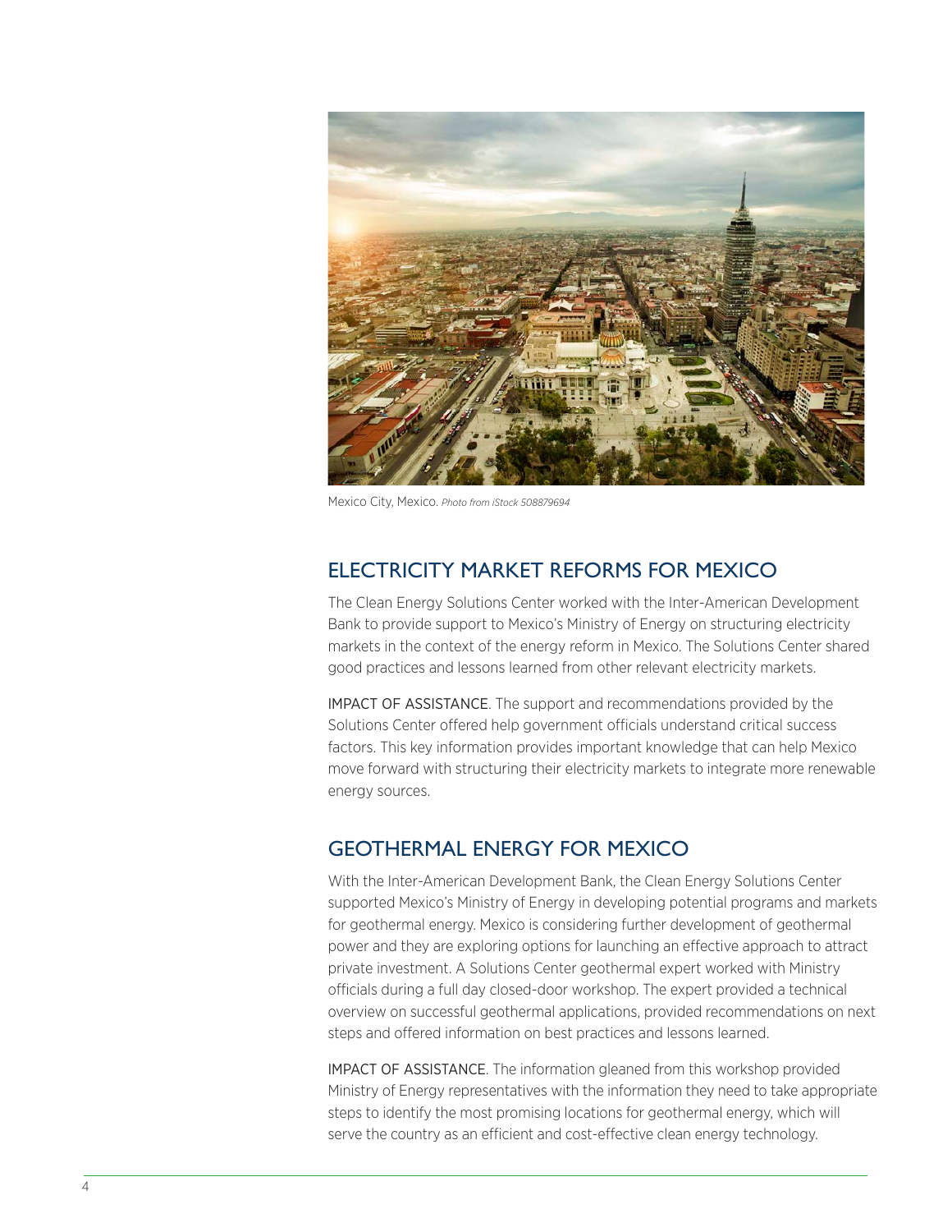Mexico City, Mexico. *Photo from iStock 508879694*

## ELECTRICITY MARKET REFORMS FOR MEXICO

The Clean Energy Solutions Center worked with the Inter-American Development Bank to provide support to Mexico's Ministry of Energy on structuring electricity markets in the context of the energy reform in Mexico. The Solutions Center shared good practices and lessons learned from other relevant electricity markets.

IMPACT OF ASSISTANCE. The support and recommendations provided by the Solutions Center offered help government officials understand critical success factors. This key information provides important knowledge that can help Mexico move forward with structuring their electricity markets to integrate more renewable energy sources.

## GEOTHERMAL ENERGY FOR MEXICO

With the Inter-American Development Bank, the Clean Energy Solutions Center supported Mexico's Ministry of Energy in developing potential programs and markets for geothermal energy. Mexico is considering further development of geothermal power and they are exploring options for launching an effective approach to attract private investment. A Solutions Center geothermal expert worked with Ministry officials during a full day closed-door workshop. The expert provided a technical overview on successful geothermal applications, provided recommendations on next steps and offered information on best practices and lessons learned.

IMPACT OF ASSISTANCE. The information gleaned from this workshop provided Ministry of Energy representatives with the information they need to take appropriate steps to identify the most promising locations for geothermal energy, which will serve the country as an efficient and cost-effective clean energy technology.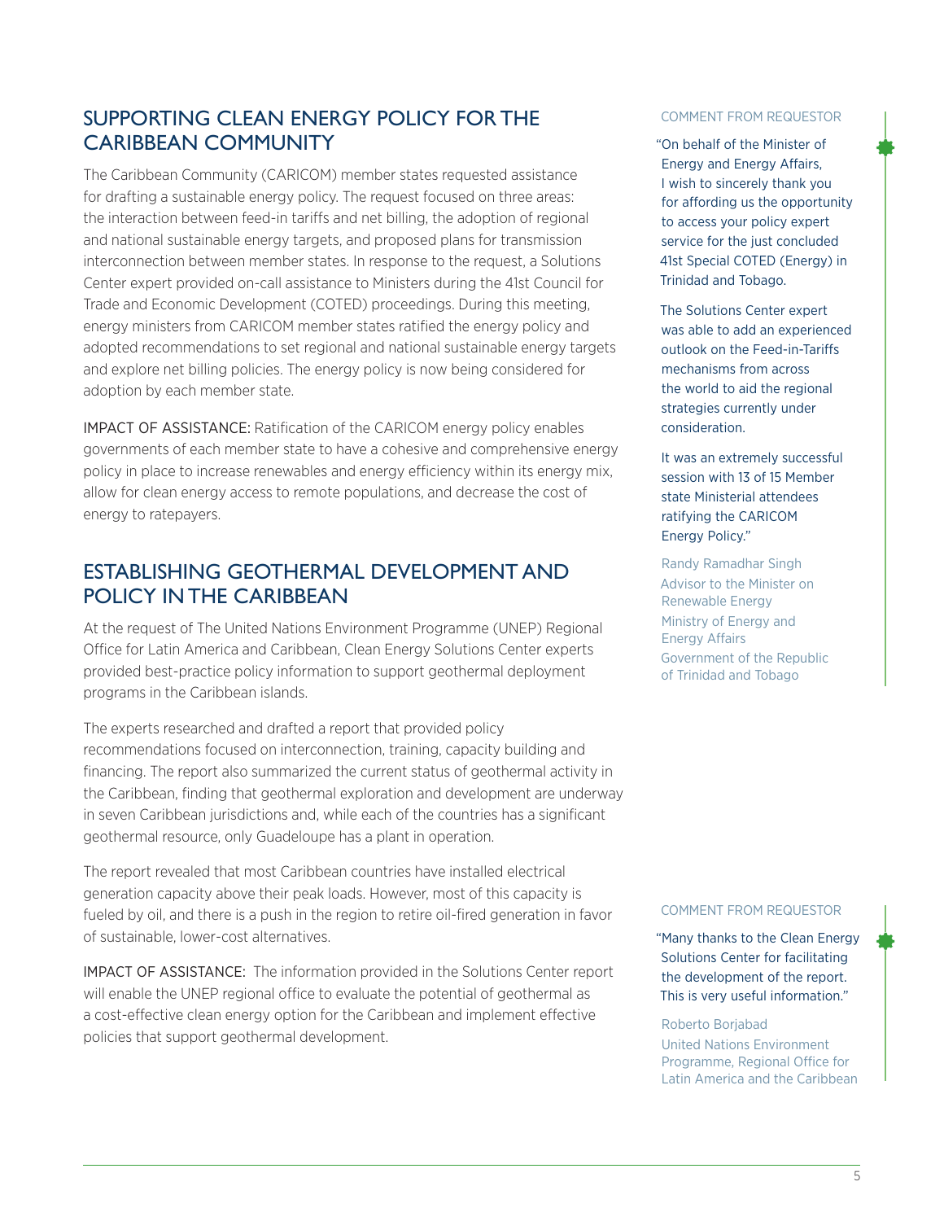## SUPPORTING CLEAN ENERGY POLICY FOR THE CARIBBEAN COMMUNITY

The Caribbean Community (CARICOM) member states requested assistance for drafting a sustainable energy policy. The request focused on three areas: the interaction between feed-in tariffs and net billing, the adoption of regional and national sustainable energy targets, and proposed plans for transmission interconnection between member states. In response to the request, a Solutions Center expert provided on-call assistance to Ministers during the 41st Council for Trade and Economic Development (COTED) proceedings. During this meeting, energy ministers from CARICOM member states ratified the energy policy and adopted recommendations to set regional and national sustainable energy targets and explore net billing policies. The energy policy is now being considered for adoption by each member state.

IMPACT OF ASSISTANCE: Ratification of the CARICOM energy policy enables governments of each member state to have a cohesive and comprehensive energy policy in place to increase renewables and energy efficiency within its energy mix, allow for clean energy access to remote populations, and decrease the cost of energy to ratepayers.

COMMENT FROM REQUESTOR

"On behalf of the Minister of Energy and Energy Affairs, I wish to sincerely thank you for affording us the opportunity to access your policy expert service for the just concluded 41st Special COTED (Energy) in Trinidad and Tobago.

The Solutions Center expert was able to add an experienced outlook on the Feed-in-Tariffs mechanisms from across the world to aid the regional strategies currently under consideration.

It was an extremely successful session with 13 of 15 Member state Ministerial attendees ratifying the CARICOM Energy Policy."

Randy Ramadhar Singh
Advisor to the Minister on Renewable Energy
Ministry of Energy and Energy Affairs
Government of the Republic of Trinidad and Tobago

## ESTABLISHING GEOTHERMAL DEVELOPMENT AND POLICY IN THE CARIBBEAN

At the request of The United Nations Environment Programme (UNEP) Regional Office for Latin America and Caribbean, Clean Energy Solutions Center experts provided best-practice policy information to support geothermal deployment programs in the Caribbean islands.

The experts researched and drafted a report that provided policy recommendations focused on interconnection, training, capacity building and financing. The report also summarized the current status of geothermal activity in the Caribbean, finding that geothermal exploration and development are underway in seven Caribbean jurisdictions and, while each of the countries has a significant geothermal resource, only Guadeloupe has a plant in operation.

The report revealed that most Caribbean countries have installed electrical generation capacity above their peak loads. However, most of this capacity is fueled by oil, and there is a push in the region to retire oil-fired generation in favor of sustainable, lower-cost alternatives.

IMPACT OF ASSISTANCE: The information provided in the Solutions Center report will enable the UNEP regional office to evaluate the potential of geothermal as a cost-effective clean energy option for the Caribbean and implement effective policies that support geothermal development.

COMMENT FROM REQUESTOR

"Many thanks to the Clean Energy Solutions Center for facilitating the development of the report. This is very useful information."

Roberto Borjabad
United Nations Environment Programme, Regional Office for Latin America and the Caribbean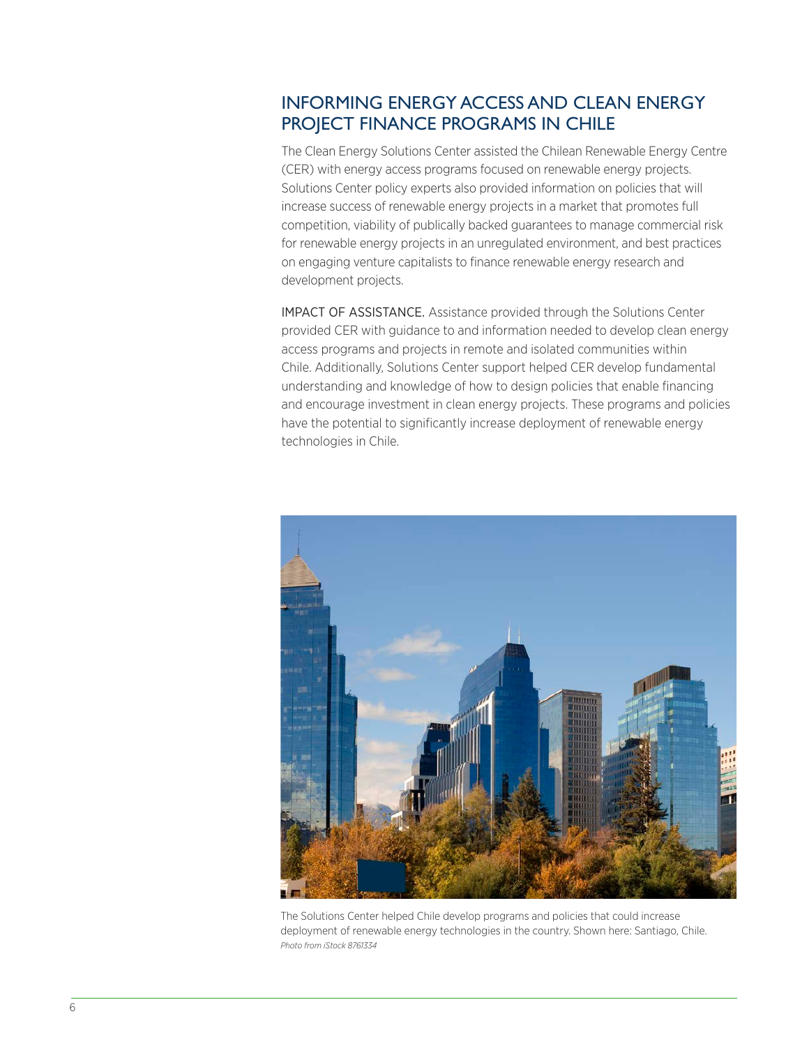## INFORMING ENERGY ACCESS AND CLEAN ENERGY PROJECT FINANCE PROGRAMS IN CHILE

The Clean Energy Solutions Center assisted the Chilean Renewable Energy Centre (CER) with energy access programs focused on renewable energy projects. Solutions Center policy experts also provided information on policies that will increase success of renewable energy projects in a market that promotes full competition, viability of publically backed guarantees to manage commercial risk for renewable energy projects in an unregulated environment, and best practices on engaging venture capitalists to finance renewable energy research and development projects.

IMPACT OF ASSISTANCE. Assistance provided through the Solutions Center provided CER with guidance to and information needed to develop clean energy access programs and projects in remote and isolated communities within Chile. Additionally, Solutions Center support helped CER develop fundamental understanding and knowledge of how to design policies that enable financing and encourage investment in clean energy projects. These programs and policies have the potential to significantly increase deployment of renewable energy technologies in Chile.

The Solutions Center helped Chile develop programs and policies that could increase deployment of renewable energy technologies in the country. Shown here: Santiago, Chile. *Photo from iStock 8761334*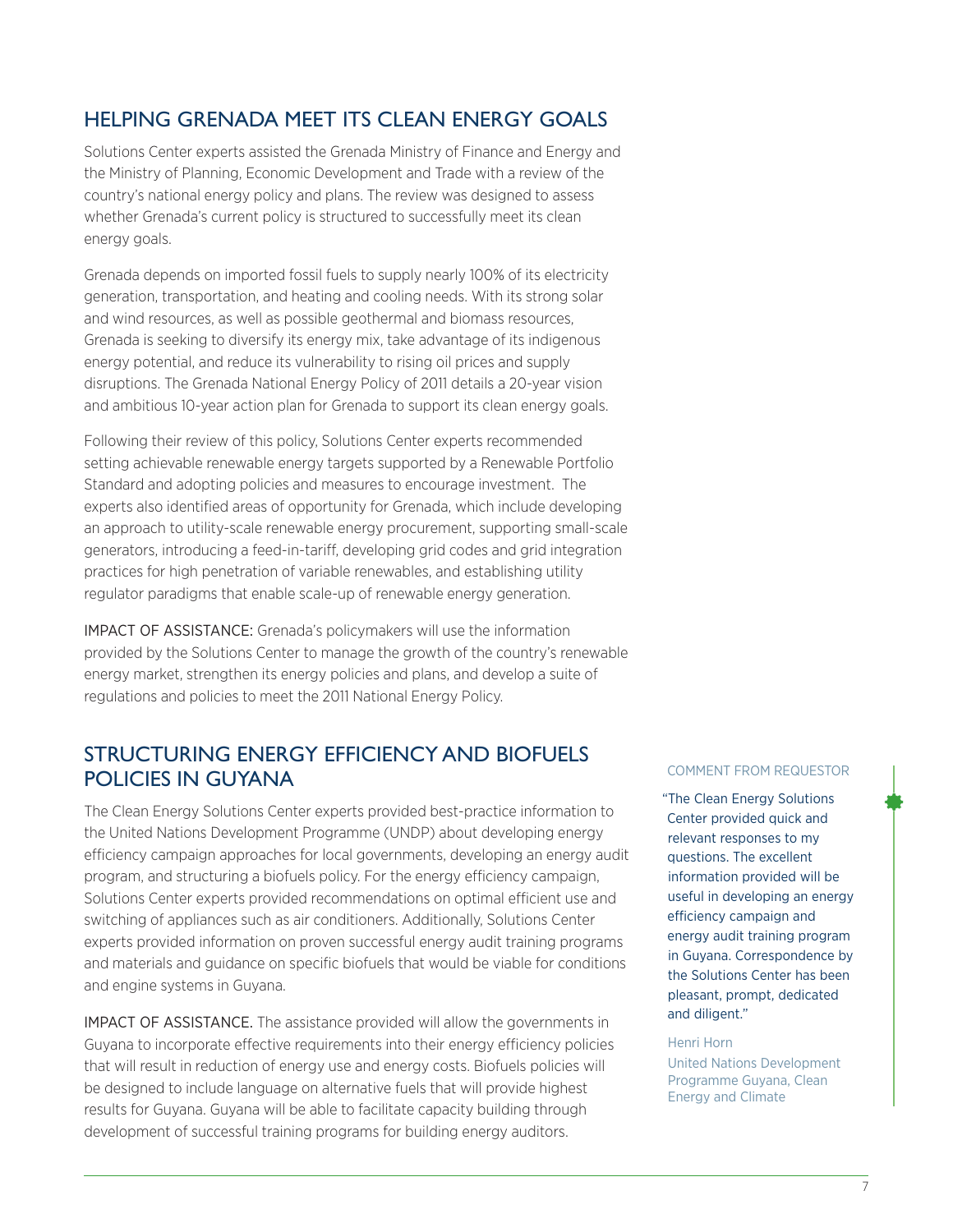## HELPING GRENADA MEET ITS CLEAN ENERGY GOALS

Solutions Center experts assisted the Grenada Ministry of Finance and Energy and the Ministry of Planning, Economic Development and Trade with a review of the country's national energy policy and plans. The review was designed to assess whether Grenada's current policy is structured to successfully meet its clean energy goals.

Grenada depends on imported fossil fuels to supply nearly 100% of its electricity generation, transportation, and heating and cooling needs. With its strong solar and wind resources, as well as possible geothermal and biomass resources, Grenada is seeking to diversify its energy mix, take advantage of its indigenous energy potential, and reduce its vulnerability to rising oil prices and supply disruptions. The Grenada National Energy Policy of 2011 details a 20-year vision and ambitious 10-year action plan for Grenada to support its clean energy goals.

Following their review of this policy, Solutions Center experts recommended setting achievable renewable energy targets supported by a Renewable Portfolio Standard and adopting policies and measures to encourage investment. The experts also identified areas of opportunity for Grenada, which include developing an approach to utility-scale renewable energy procurement, supporting small-scale generators, introducing a feed-in-tariff, developing grid codes and grid integration practices for high penetration of variable renewables, and establishing utility regulator paradigms that enable scale-up of renewable energy generation.

IMPACT OF ASSISTANCE: Grenada's policymakers will use the information provided by the Solutions Center to manage the growth of the country's renewable energy market, strengthen its energy policies and plans, and develop a suite of regulations and policies to meet the 2011 National Energy Policy.

## STRUCTURING ENERGY EFFICIENCY AND BIOFUELS POLICIES IN GUYANA

The Clean Energy Solutions Center experts provided best-practice information to the United Nations Development Programme (UNDP) about developing energy efficiency campaign approaches for local governments, developing an energy audit program, and structuring a biofuels policy. For the energy efficiency campaign, Solutions Center experts provided recommendations on optimal efficient use and switching of appliances such as air conditioners. Additionally, Solutions Center experts provided information on proven successful energy audit training programs and materials and guidance on specific biofuels that would be viable for conditions and engine systems in Guyana.

IMPACT OF ASSISTANCE. The assistance provided will allow the governments in Guyana to incorporate effective requirements into their energy efficiency policies that will result in reduction of energy use and energy costs. Biofuels policies will be designed to include language on alternative fuels that will provide highest results for Guyana. Guyana will be able to facilitate capacity building through development of successful training programs for building energy auditors.

COMMENT FROM REQUESTOR

"The Clean Energy Solutions Center provided quick and relevant responses to my questions. The excellent information provided will be useful in developing an energy efficiency campaign and energy audit training program in Guyana. Correspondence by the Solutions Center has been pleasant, prompt, dedicated and diligent."

Henri Horn

United Nations Development Programme Guyana, Clean Energy and Climate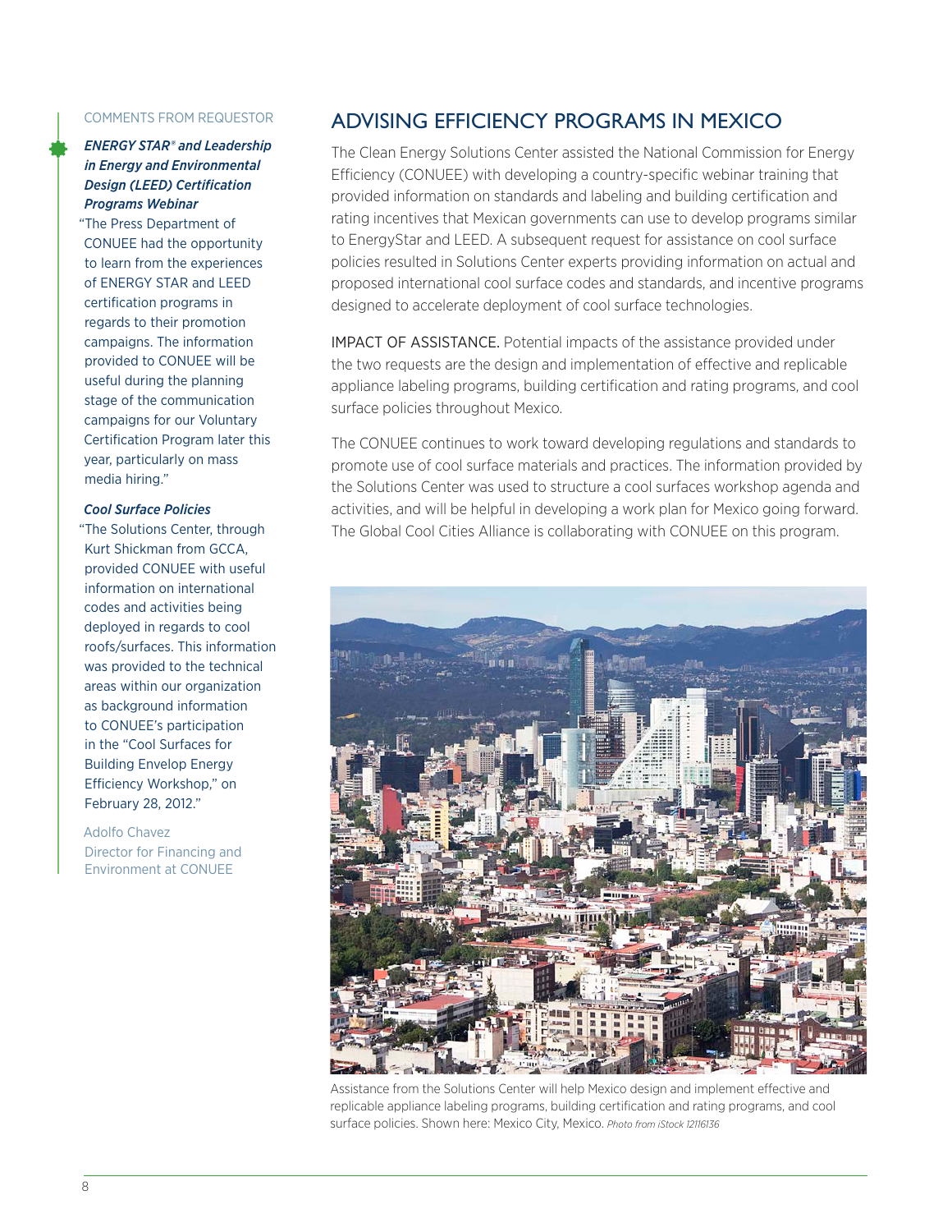## ADVISING EFFICIENCY PROGRAMS IN MEXICO

The Clean Energy Solutions Center assisted the National Commission for Energy Efficiency (CONUEE) with developing a country-specific webinar training that provided information on standards and labeling and building certification and rating incentives that Mexican governments can use to develop programs similar to EnergyStar and LEED. A subsequent request for assistance on cool surface policies resulted in Solutions Center experts providing information on actual and proposed international cool surface codes and standards, and incentive programs designed to accelerate deployment of cool surface technologies.

IMPACT OF ASSISTANCE. Potential impacts of the assistance provided under the two requests are the design and implementation of effective and replicable appliance labeling programs, building certification and rating programs, and cool surface policies throughout Mexico.

The CONUEE continues to work toward developing regulations and standards to promote use of cool surface materials and practices. The information provided by the Solutions Center was used to structure a cool surfaces workshop agenda and activities, and will be helpful in developing a work plan for Mexico going forward. The Global Cool Cities Alliance is collaborating with CONUEE on this program.

Assistance from the Solutions Center will help Mexico design and implement effective and replicable appliance labeling programs, building certification and rating programs, and cool surface policies. Shown here: Mexico City, Mexico. *Photo from iStock 12116136*

### COMMENTS FROM REQUESTOR

***ENERGY STAR® and Leadership in Energy and Environmental Design (LEED) Certification Programs Webinar***

"The Press Department of CONUEE had the opportunity to learn from the experiences of ENERGY STAR and LEED certification programs in regards to their promotion campaigns. The information provided to CONUEE will be useful during the planning stage of the communication campaigns for our Voluntary Certification Program later this year, particularly on mass media hiring."

***Cool Surface Policies***

"The Solutions Center, through Kurt Shickman from GCCA, provided CONUEE with useful information on international codes and activities being deployed in regards to cool roofs/surfaces. This information was provided to the technical areas within our organization as background information to CONUEE's participation in the "Cool Surfaces for Building Envelop Energy Efficiency Workshop," on February 28, 2012."

Adolfo Chavez
Director for Financing and Environment at CONUEE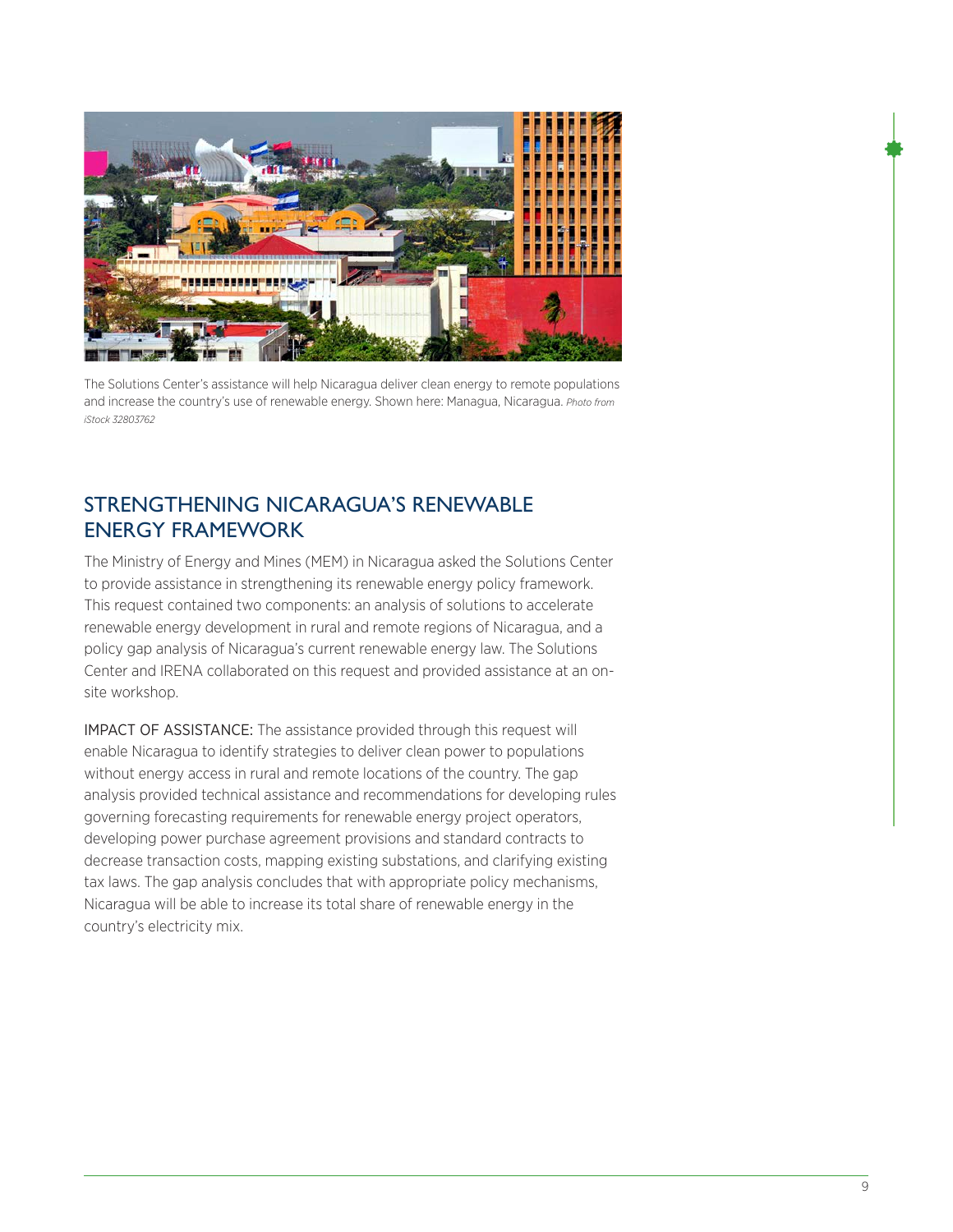The Solutions Center's assistance will help Nicaragua deliver clean energy to remote populations and increase the country's use of renewable energy. Shown here: Managua, Nicaragua. *Photo from iStock 32803762*

## STRENGTHENING NICARAGUA'S RENEWABLE ENERGY FRAMEWORK

The Ministry of Energy and Mines (MEM) in Nicaragua asked the Solutions Center to provide assistance in strengthening its renewable energy policy framework. This request contained two components: an analysis of solutions to accelerate renewable energy development in rural and remote regions of Nicaragua, and a policy gap analysis of Nicaragua's current renewable energy law. The Solutions Center and IRENA collaborated on this request and provided assistance at an on-site workshop.

IMPACT OF ASSISTANCE: The assistance provided through this request will enable Nicaragua to identify strategies to deliver clean power to populations without energy access in rural and remote locations of the country. The gap analysis provided technical assistance and recommendations for developing rules governing forecasting requirements for renewable energy project operators, developing power purchase agreement provisions and standard contracts to decrease transaction costs, mapping existing substations, and clarifying existing tax laws. The gap analysis concludes that with appropriate policy mechanisms, Nicaragua will be able to increase its total share of renewable energy in the country's electricity mix.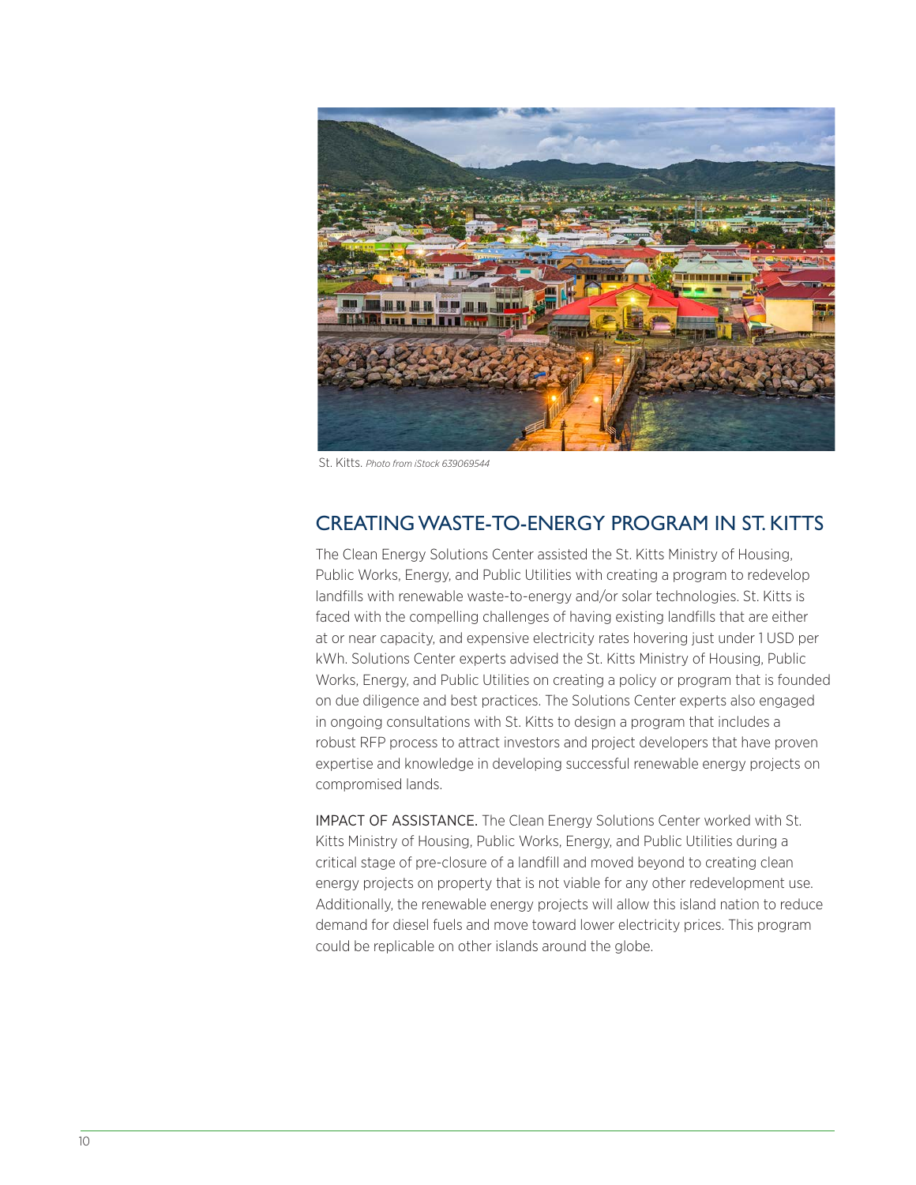St. Kitts. *Photo from iStock 639069544*

## CREATING WASTE-TO-ENERGY PROGRAM IN ST. KITTS

The Clean Energy Solutions Center assisted the St. Kitts Ministry of Housing, Public Works, Energy, and Public Utilities with creating a program to redevelop landfills with renewable waste-to-energy and/or solar technologies. St. Kitts is faced with the compelling challenges of having existing landfills that are either at or near capacity, and expensive electricity rates hovering just under 1 USD per kWh. Solutions Center experts advised the St. Kitts Ministry of Housing, Public Works, Energy, and Public Utilities on creating a policy or program that is founded on due diligence and best practices. The Solutions Center experts also engaged in ongoing consultations with St. Kitts to design a program that includes a robust RFP process to attract investors and project developers that have proven expertise and knowledge in developing successful renewable energy projects on compromised lands.

IMPACT OF ASSISTANCE. The Clean Energy Solutions Center worked with St. Kitts Ministry of Housing, Public Works, Energy, and Public Utilities during a critical stage of pre-closure of a landfill and moved beyond to creating clean energy projects on property that is not viable for any other redevelopment use. Additionally, the renewable energy projects will allow this island nation to reduce demand for diesel fuels and move toward lower electricity prices. This program could be replicable on other islands around the globe.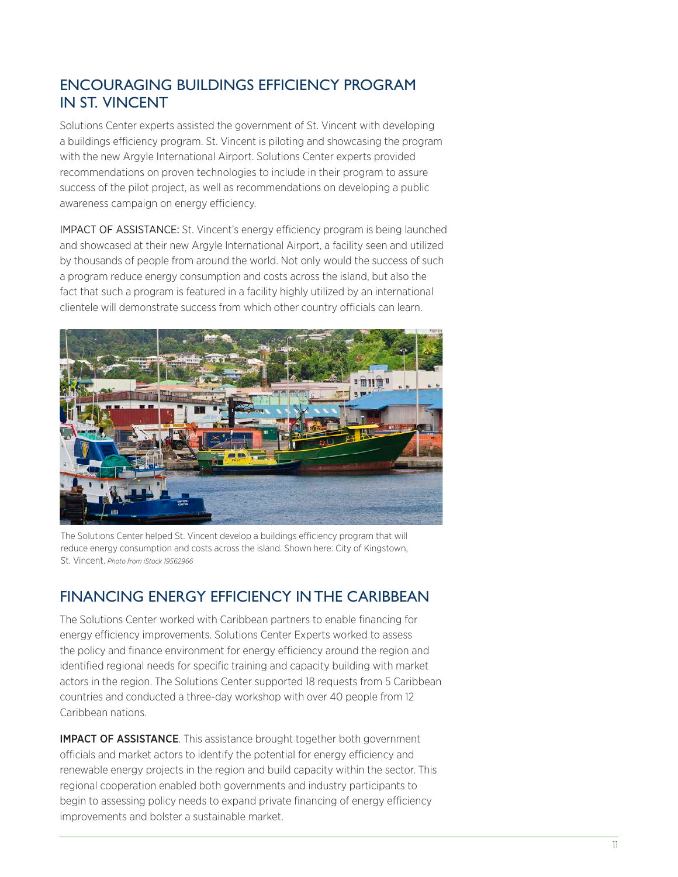## ENCOURAGING BUILDINGS EFFICIENCY PROGRAM IN ST. VINCENT

Solutions Center experts assisted the government of St. Vincent with developing a buildings efficiency program. St. Vincent is piloting and showcasing the program with the new Argyle International Airport. Solutions Center experts provided recommendations on proven technologies to include in their program to assure success of the pilot project, as well as recommendations on developing a public awareness campaign on energy efficiency.

IMPACT OF ASSISTANCE: St. Vincent's energy efficiency program is being launched and showcased at their new Argyle International Airport, a facility seen and utilized by thousands of people from around the world. Not only would the success of such a program reduce energy consumption and costs across the island, but also the fact that such a program is featured in a facility highly utilized by an international clientele will demonstrate success from which other country officials can learn.

The Solutions Center helped St. Vincent develop a buildings efficiency program that will reduce energy consumption and costs across the island. Shown here: City of Kingstown, St. Vincent. *Photo from iStock 19562966*

## FINANCING ENERGY EFFICIENCY IN THE CARIBBEAN

The Solutions Center worked with Caribbean partners to enable financing for energy efficiency improvements. Solutions Center Experts worked to assess the policy and finance environment for energy efficiency around the region and identified regional needs for specific training and capacity building with market actors in the region. The Solutions Center supported 18 requests from 5 Caribbean countries and conducted a three-day workshop with over 40 people from 12 Caribbean nations.

**IMPACT OF ASSISTANCE**. This assistance brought together both government officials and market actors to identify the potential for energy efficiency and renewable energy projects in the region and build capacity within the sector. This regional cooperation enabled both governments and industry participants to begin to assessing policy needs to expand private financing of energy efficiency improvements and bolster a sustainable market.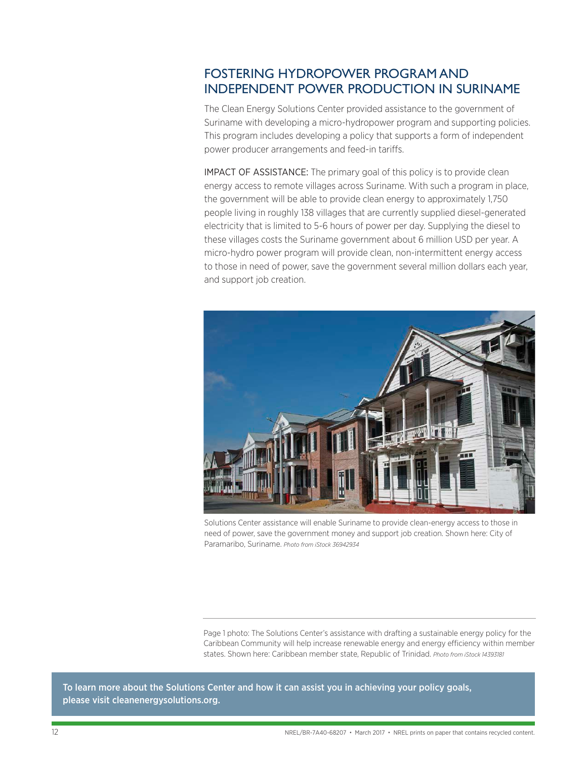## FOSTERING HYDROPOWER PROGRAM AND INDEPENDENT POWER PRODUCTION IN SURINAME

The Clean Energy Solutions Center provided assistance to the government of Suriname with developing a micro-hydropower program and supporting policies. This program includes developing a policy that supports a form of independent power producer arrangements and feed-in tariffs.

IMPACT OF ASSISTANCE: The primary goal of this policy is to provide clean energy access to remote villages across Suriname. With such a program in place, the government will be able to provide clean energy to approximately 1,750 people living in roughly 138 villages that are currently supplied diesel-generated electricity that is limited to 5-6 hours of power per day. Supplying the diesel to these villages costs the Suriname government about 6 million USD per year. A micro-hydro power program will provide clean, non-intermittent energy access to those in need of power, save the government several million dollars each year, and support job creation.

Solutions Center assistance will enable Suriname to provide clean-energy access to those in need of power, save the government money and support job creation. Shown here: City of Paramaribo, Suriname. *Photo from iStock 36942934*

---

Page 1 photo: The Solutions Center's assistance with drafting a sustainable energy policy for the Caribbean Community will help increase renewable energy and energy efficiency within member states. Shown here: Caribbean member state, Republic of Trinidad. *Photo from iStock 14393181*

**To learn more about the Solutions Center and how it can assist you in achieving your policy goals, please visit cleanenergysolutions.org.**

NREL/BR-7A40-68207 • March 2017 • NREL prints on paper that contains recycled content.